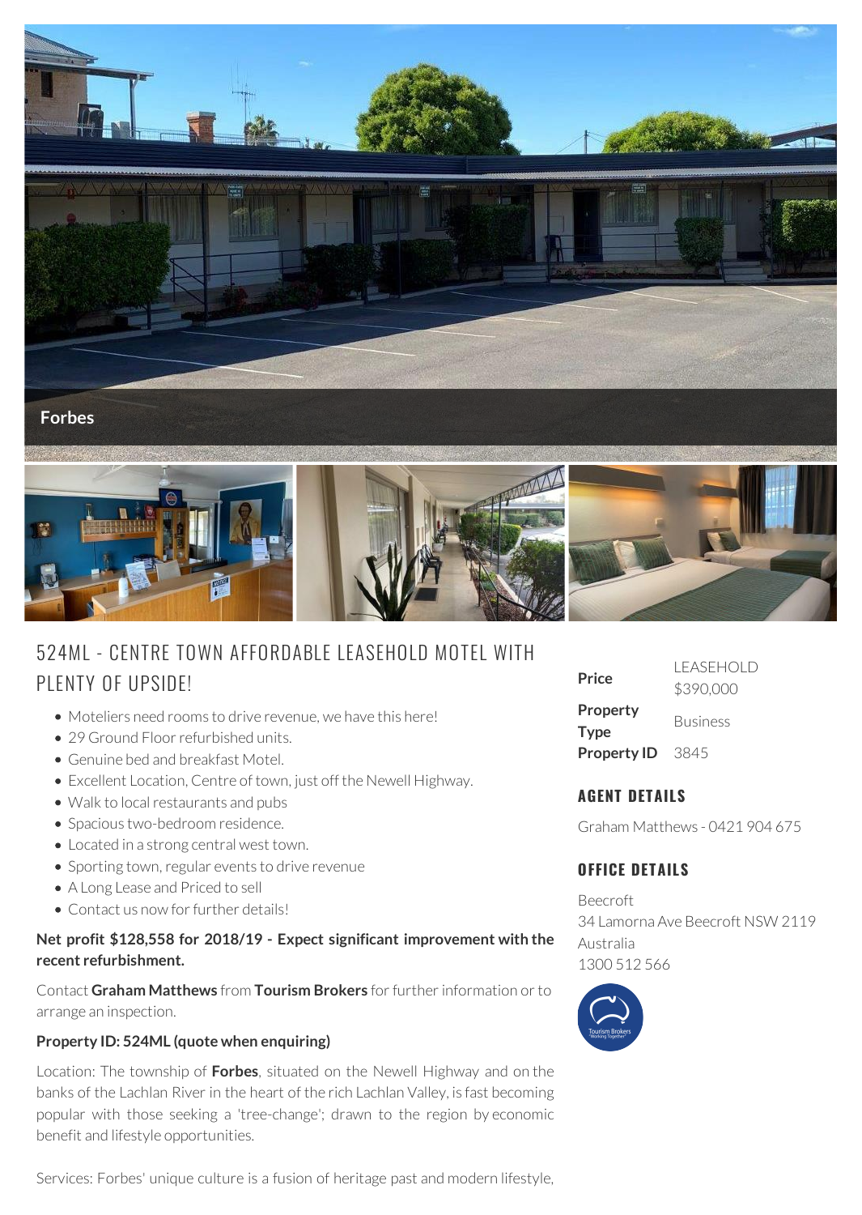Forbes

# 524ML - CENTRE TOWN AFFORDABLE LEASEHOLD MOTEL WITH PLENTY OF UPSIDE!

- Moteliers need rooms to drive revenue, we have this here!
- 29 Ground Floor refurbished units.
- Genuine bed and breakfast Motel.
- Excellent Location, Centre of town, just off the Newell Highway.
- Walk to local restaurants and pubs
- Spacious two-bedroom residence.
- Located in a strong central west town.
- Sporting town, regular events to drive revenue
- A Long Lease and Priced to sell
- Contact us now for further details!

**Net profit $128,558 for 2018/19 - Expect significant improvement with the recent refurbishment.**

Contact **Graham Matthews** from **Tourism Brokers** for further information or to arrange an inspection.

**Property ID: 524ML (quote when enquiring)**

Location: The township of **Forbes**, situated on the Newell Highway and on the banks of the Lachlan River in the heart of the rich Lachlan Valley, is fast becoming popular with those seeking a 'tree-change'; drawn to the region by economic benefit and lifestyle opportunities.

Services: Forbes' unique culture is a fusion of heritage past and modern lifestyle,

| | |
|---|---|
| **Price** | LEASEHOLD $390,000 |
| **Property Type** | Business |
| **Property ID** | 3845 |

## AGENT DETAILS

Graham Matthews - 0421 904 675

## OFFICE DETAILS

Beecroft
34 Lamorna Ave Beecroft NSW 2119
Australia
1300 512 566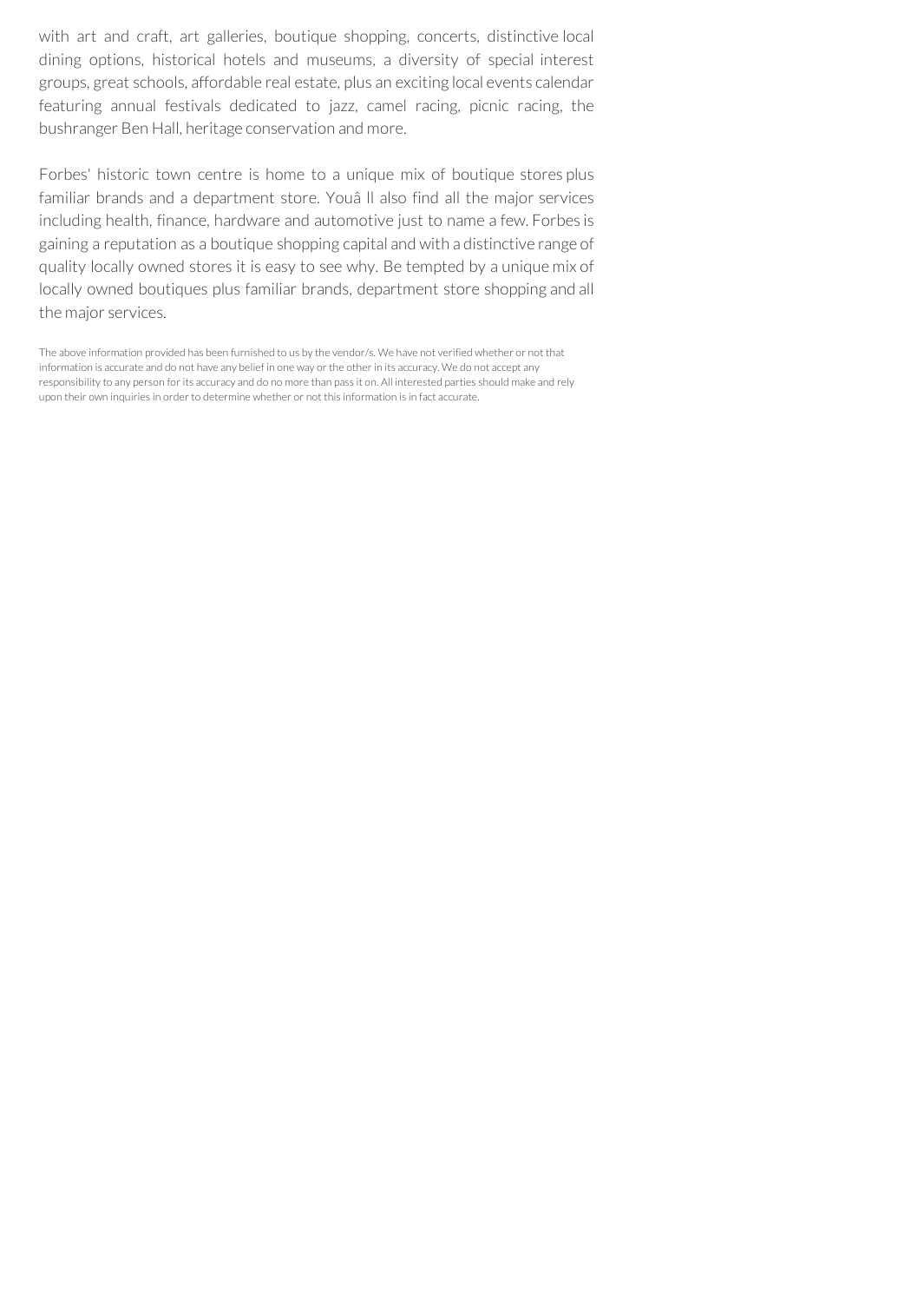with art and craft, art galleries, boutique shopping, concerts, distinctive local dining options, historical hotels and museums, a diversity of special interest groups, great schools, affordable real estate, plus an exciting local events calendar featuring annual festivals dedicated to jazz, camel racing, picnic racing, the bushranger Ben Hall, heritage conservation and more.

Forbes' historic town centre is home to a unique mix of boutique stores plus familiar brands and a department store. Youâ ll also find all the major services including health, finance, hardware and automotive just to name a few. Forbes is gaining a reputation as a boutique shopping capital and with a distinctive range of quality locally owned stores it is easy to see why. Be tempted by a unique mix of locally owned boutiques plus familiar brands, department store shopping and all the major services.

The above information provided has been furnished to us by the vendor/s. We have not verified whether or not that information is accurate and do not have any belief in one way or the other in its accuracy. We do not accept any responsibility to any person for its accuracy and do no more than pass it on. All interested parties should make and rely upon their own inquiries in order to determine whether or not this information is in fact accurate.